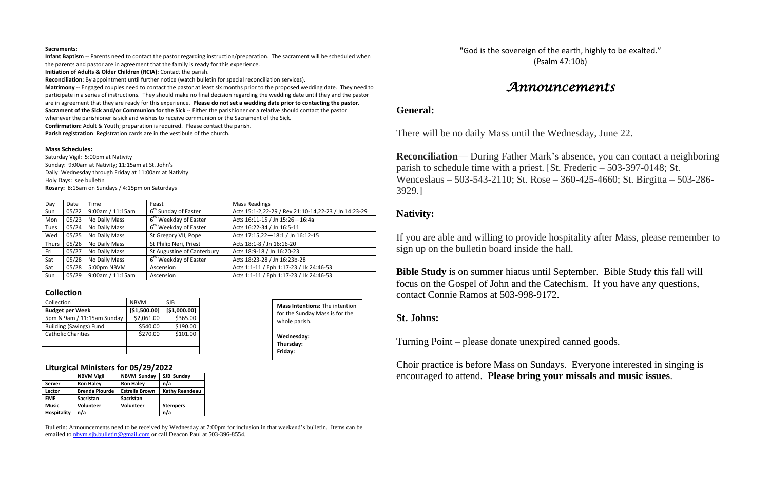**Sacraments:**

**Infant Baptism** -- Parents need to contact the pastor regarding instruction/preparation. The sacrament will be scheduled when the parents and pastor are in agreement that the family is ready for this experience.

**Initiation of Adults & Older Children (RCIA):** Contact the parish.

**Reconciliation:** By appointment until further notice (watch bulletin for special reconciliation services).

**Matrimony** -- Engaged couples need to contact the pastor at least six months prior to the proposed wedding date. They need to participate in a series of instructions. They should make no final decision regarding the wedding date until they and the pastor are in agreement that they are ready for this experience. **Please do not set a wedding date prior to contacting the pastor.**

**Sacrament of the Sick and/or Communion for the Sick** -- Either the parishioner or a relative should contact the pastor whenever the parishioner is sick and wishes to receive communion or the Sacrament of the Sick.

**Confirmation:** Adult & Youth; preparation is required. Please contact the parish.

**Parish registration**: Registration cards are in the vestibule of the church.

**Mass Schedules:**

Saturday Vigil: 5:00pm at Nativity
Sunday: 9:00am at Nativity; 11:15am at St. John's
Daily: Wednesday through Friday at 11:00am at Nativity
Holy Days: see bulletin
**Rosary:** 8:15am on Sundays / 4:15pm on Saturdays

| Day | Date | Time | Feast | Mass Readings |
|---|---|---|---|---|
| Sun | 05/22 | 9:00am / 11:15am | 6th Sunday of Easter | Acts 15:1-2,22-29 / Rev 21:10-14,22-23 / Jn 14:23-29 |
| Mon | 05/23 | No Daily Mass | 6th Weekday of Easter | Acts 16:11-15 / Jn 15:26—16:4a |
| Tues | 05/24 | No Daily Mass | 6th Weekday of Easter | Acts 16:22-34 / Jn 16:5-11 |
| Wed | 05/25 | No Daily Mass | St Gregory VII, Pope | Acts 17:15,22—18:1 / Jn 16:12-15 |
| Thurs | 05/26 | No Daily Mass | St Philip Neri, Priest | Acts 18:1-8 / Jn 16:16-20 |
| Fri | 05/27 | No Daily Mass | St Augustine of Canterbury | Acts 18:9-18 / Jn 16:20-23 |
| Sat | 05/28 | No Daily Mass | 6th Weekday of Easter | Acts 18:23-28 / Jn 16:23b-28 |
| Sat | 05/28 | 5:00pm NBVM | Ascension | Acts 1:1-11 / Eph 1:17-23 / Lk 24:46-53 |
| Sun | 05/29 | 9:00am / 11:15am | Ascension | Acts 1:1-11 / Eph 1:17-23 / Lk 24:46-53 |

### Collection

| Collection | NBVM | SJB |
|---|---|---|
| **Budget per Week** | **[$1,500.00]** | **[$1,000.00]** |
| 5pm & 9am / 11:15am Sunday | $2,061.00 | $365.00 |
| Building (Savings) Fund | $540.00 | $190.00 |
| Catholic Charities | $270.00 | $101.00 |
| | | |
| | | |

**Mass Intentions:** The intention for the Sunday Mass is for the whole parish.

**Wednesday:**
**Thursday:**
**Friday:**

### Liturgical Ministers for 05/29/2022

| | NBVM Vigil | NBVM Sunday | SJB Sunday |
|---|---|---|---|
| **Server** | **Ron Haley** | **Ron Haley** | **n/a** |
| **Lector** | **Brenda Plourde** | **Estrella Brown** | **Kathy Reandeau** |
| **EME** | **Sacristan** | **Sacristan** | |
| **Music** | **Volunteer** | **Volunteer** | **Stempers** |
| **Hospitality** | **n/a** | | **n/a** |

Bulletin: Announcements need to be received by Wednesday at 7:00pm for inclusion in that weekend's bulletin. Items can be emailed to nbvm.sjb.bulletin@gmail.com or call Deacon Paul at 503-396-8554.

"God is the sovereign of the earth, highly to be exalted."
(Psalm 47:10b)

# *Announcements*

## General:

There will be no daily Mass until the Wednesday, June 22.

**Reconciliation**— During Father Mark's absence, you can contact a neighboring parish to schedule time with a priest. [St. Frederic – 503-397-0148; St. Wenceslaus – 503-543-2110; St. Rose – 360-425-4660; St. Birgitta – 503-286-3929.]

## Nativity:

If you are able and willing to provide hospitality after Mass, please remember to sign up on the bulletin board inside the hall.

**Bible Study** is on summer hiatus until September. Bible Study this fall will focus on the Gospel of John and the Catechism. If you have any questions, contact Connie Ramos at 503-998-9172.

## St. Johns:

Turning Point – please donate unexpired canned goods.

Choir practice is before Mass on Sundays. Everyone interested in singing is encouraged to attend. **Please bring your missals and music issues**.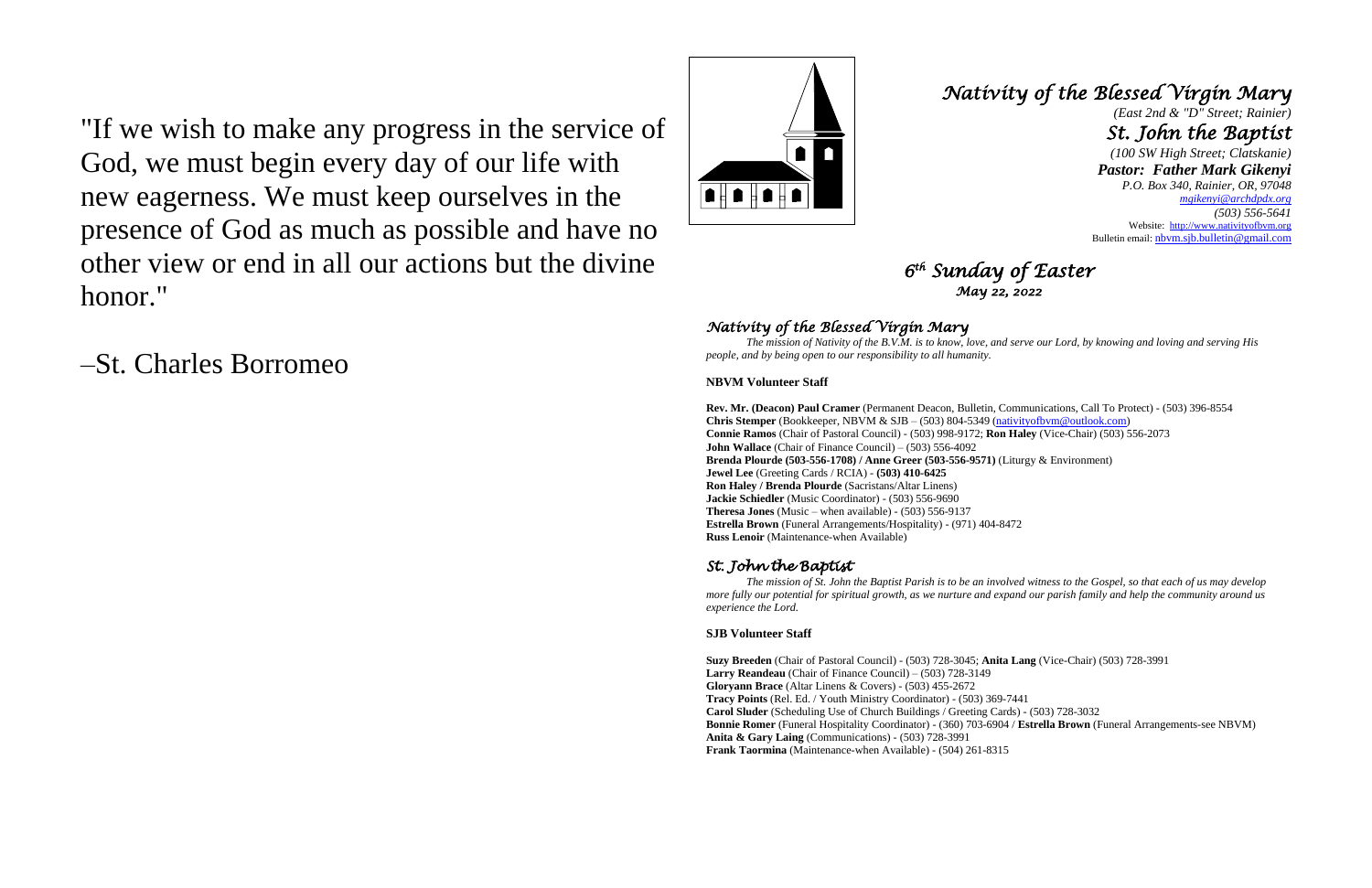"If we wish to make any progress in the service of God, we must begin every day of our life with new eagerness. We must keep ourselves in the presence of God as much as possible and have no other view or end in all our actions but the divine honor."

–St. Charles Borromeo

# *Nativity of the Blessed Virgin Mary*

*(East 2nd & "D" Street; Rainier)*

# *St. John the Baptist*

*(100 SW High Street; Clatskanie)*

***Pastor: Father Mark Gikenyi***

*P.O. Box 340, Rainier, OR, 97048*

*mgikenyi@archdpdx.org*

*(503) 556-5641*

Website: http://www.nativityofbvm.org

Bulletin email: nbvm.sjb.bulletin@gmail.com

## *6th Sunday of Easter*

*May 22, 2022*

## *Nativity of the Blessed Virgin Mary*

*The mission of Nativity of the B.V.M. is to know, love, and serve our Lord, by knowing and loving and serving His people, and by being open to our responsibility to all humanity.*

**NBVM Volunteer Staff**

**Rev. Mr. (Deacon) Paul Cramer** (Permanent Deacon, Bulletin, Communications, Call To Protect) - (503) 396-8554
**Chris Stemper** (Bookkeeper, NBVM & SJB – (503) 804-5349 (nativityofbvm@outlook.com)
**Connie Ramos** (Chair of Pastoral Council) - (503) 998-9172; **Ron Haley** (Vice-Chair) (503) 556-2073
**John Wallace** (Chair of Finance Council) – (503) 556-4092
**Brenda Plourde (503-556-1708) / Anne Greer (503-556-9571)** (Liturgy & Environment)
**Jewel Lee** (Greeting Cards / RCIA) - **(503) 410-6425**
**Ron Haley / Brenda Plourde** (Sacristans/Altar Linens)
**Jackie Schiedler** (Music Coordinator) - (503) 556-9690
**Theresa Jones** (Music – when available) - (503) 556-9137
**Estrella Brown** (Funeral Arrangements/Hospitality) - (971) 404-8472
**Russ Lenoir** (Maintenance-when Available)

## *St. John the Baptist*

*The mission of St. John the Baptist Parish is to be an involved witness to the Gospel, so that each of us may develop more fully our potential for spiritual growth, as we nurture and expand our parish family and help the community around us experience the Lord.*

**SJB Volunteer Staff**

**Suzy Breeden** (Chair of Pastoral Council) - (503) 728-3045; **Anita Lang** (Vice-Chair) (503) 728-3991
**Larry Reandeau** (Chair of Finance Council) – (503) 728-3149
**Gloryann Brace** (Altar Linens & Covers) - (503) 455-2672
**Tracy Points** (Rel. Ed. / Youth Ministry Coordinator) - (503) 369-7441
**Carol Sluder** (Scheduling Use of Church Buildings / Greeting Cards) - (503) 728-3032
**Bonnie Romer** (Funeral Hospitality Coordinator) - (360) 703-6904 / **Estrella Brown** (Funeral Arrangements-see NBVM)
**Anita & Gary Laing** (Communications) - (503) 728-3991
**Frank Taormina** (Maintenance-when Available) - (504) 261-8315